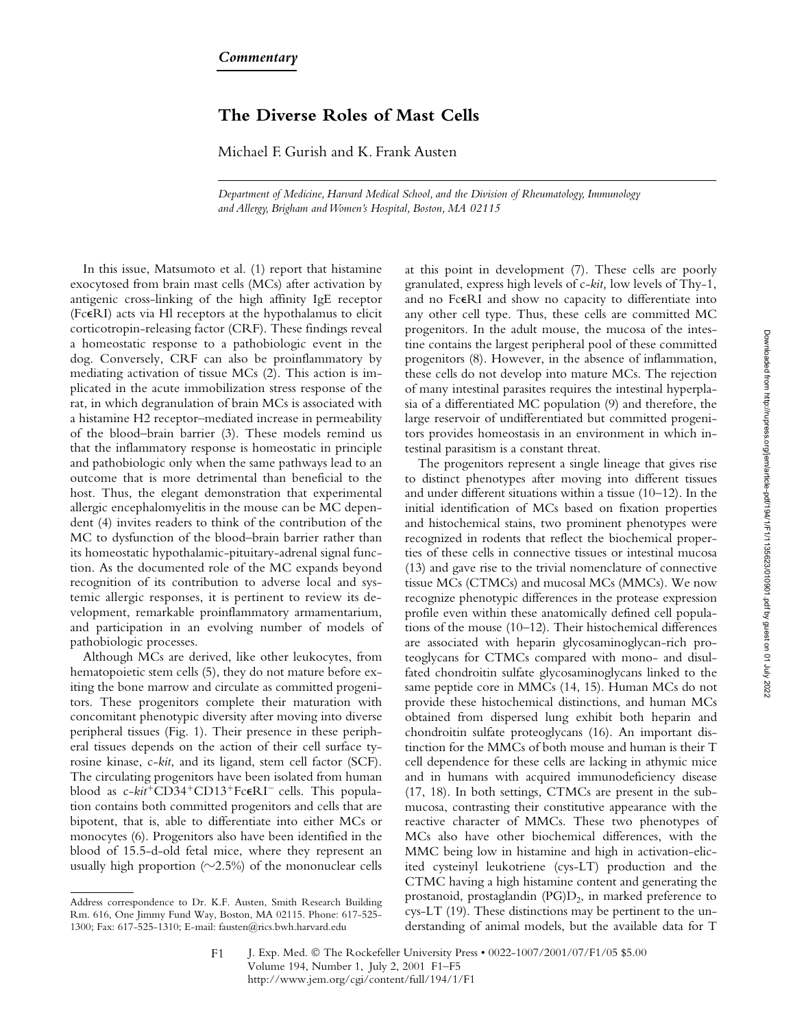*Commentary*

# The Diverse Roles of Mast Cells

Michael F. Gurish and K. Frank Austen

*Department of Medicine, Harvard Medical School, and the Division of Rheumatology, Immunology and Allergy, Brigham and Women's Hospital, Boston, MA 02115*

In this issue, Matsumoto et al. (1) report that histamine exocytosed from brain mast cells (MCs) after activation by antigenic cross-linking of the high affinity IgE receptor (FcϵRI) acts via Hl receptors at the hypothalamus to elicit corticotropin-releasing factor (CRF). These findings reveal a homeostatic response to a pathobiologic event in the dog. Conversely, CRF can also be proinflammatory by mediating activation of tissue MCs (2). This action is implicated in the acute immobilization stress response of the rat, in which degranulation of brain MCs is associated with a histamine H2 receptor–mediated increase in permeability of the blood–brain barrier (3). These models remind us that the inflammatory response is homeostatic in principle and pathobiologic only when the same pathways lead to an outcome that is more detrimental than beneficial to the host. Thus, the elegant demonstration that experimental allergic encephalomyelitis in the mouse can be MC dependent (4) invites readers to think of the contribution of the MC to dysfunction of the blood–brain barrier rather than its homeostatic hypothalamic-pituitary-adrenal signal function. As the documented role of the MC expands beyond recognition of its contribution to adverse local and systemic allergic responses, it is pertinent to review its development, remarkable proinflammatory armamentarium, and participation in an evolving number of models of pathobiologic processes.

Although MCs are derived, like other leukocytes, from hematopoietic stem cells (5), they do not mature before exiting the bone marrow and circulate as committed progenitors. These progenitors complete their maturation with concomitant phenotypic diversity after moving into diverse peripheral tissues (Fig. 1). Their presence in these peripheral tissues depends on the action of their cell surface tyrosine kinase, c-*kit*, and its ligand, stem cell factor (SCF). The circulating progenitors have been isolated from human blood as c-*kit*$^{+}$CD34$^{+}$CD13$^{+}$FcϵRI$^{-}$ cells. This population contains both committed progenitors and cells that are bipotent, that is, able to differentiate into either MCs or monocytes (6). Progenitors also have been identified in the blood of 15.5-d-old fetal mice, where they represent an usually high proportion (~2.5%) of the mononuclear cells at this point in development (7). These cells are poorly granulated, express high levels of c-*kit,* low levels of Thy-1, and no FcϵRI and show no capacity to differentiate into any other cell type. Thus, these cells are committed MC progenitors. In the adult mouse, the mucosa of the intestine contains the largest peripheral pool of these committed progenitors (8). However, in the absence of inflammation, these cells do not develop into mature MCs. The rejection of many intestinal parasites requires the intestinal hyperplasia of a differentiated MC population (9) and therefore, the large reservoir of undifferentiated but committed progenitors provides homeostasis in an environment in which intestinal parasitism is a constant threat.

The progenitors represent a single lineage that gives rise to distinct phenotypes after moving into different tissues and under different situations within a tissue (10–12). In the initial identification of MCs based on fixation properties and histochemical stains, two prominent phenotypes were recognized in rodents that reflect the biochemical properties of these cells in connective tissues or intestinal mucosa (13) and gave rise to the trivial nomenclature of connective tissue MCs (CTMCs) and mucosal MCs (MMCs). We now recognize phenotypic differences in the protease expression profile even within these anatomically defined cell populations of the mouse (10–12). Their histochemical differences are associated with heparin glycosaminoglycan-rich proteoglycans for CTMCs compared with mono- and disulfated chondroitin sulfate glycosaminoglycans linked to the same peptide core in MMCs (14, 15). Human MCs do not provide these histochemical distinctions, and human MCs obtained from dispersed lung exhibit both heparin and chondroitin sulfate proteoglycans (16). An important distinction for the MMCs of both mouse and human is their T cell dependence for these cells are lacking in athymic mice and in humans with acquired immunodeficiency disease (17, 18). In both settings, CTMCs are present in the submucosa, contrasting their constitutive appearance with the reactive character of MMCs. These two phenotypes of MCs also have other biochemical differences, with the MMC being low in histamine and high in activation-elicited cysteinyl leukotriene (cys-LT) production and the CTMC having a high histamine content and generating the prostanoid, prostaglandin (PG)$D_2$, in marked preference to cys-LT (19). These distinctions may be pertinent to the understanding of animal models, but the available data for T

Address correspondence to Dr. K.F. Austen, Smith Research Building Rm. 616, One Jimmy Fund Way, Boston, MA 02115. Phone: 617-525-1300; Fax: 617-525-1310; E-mail: fausten@rics.bwh.harvard.edu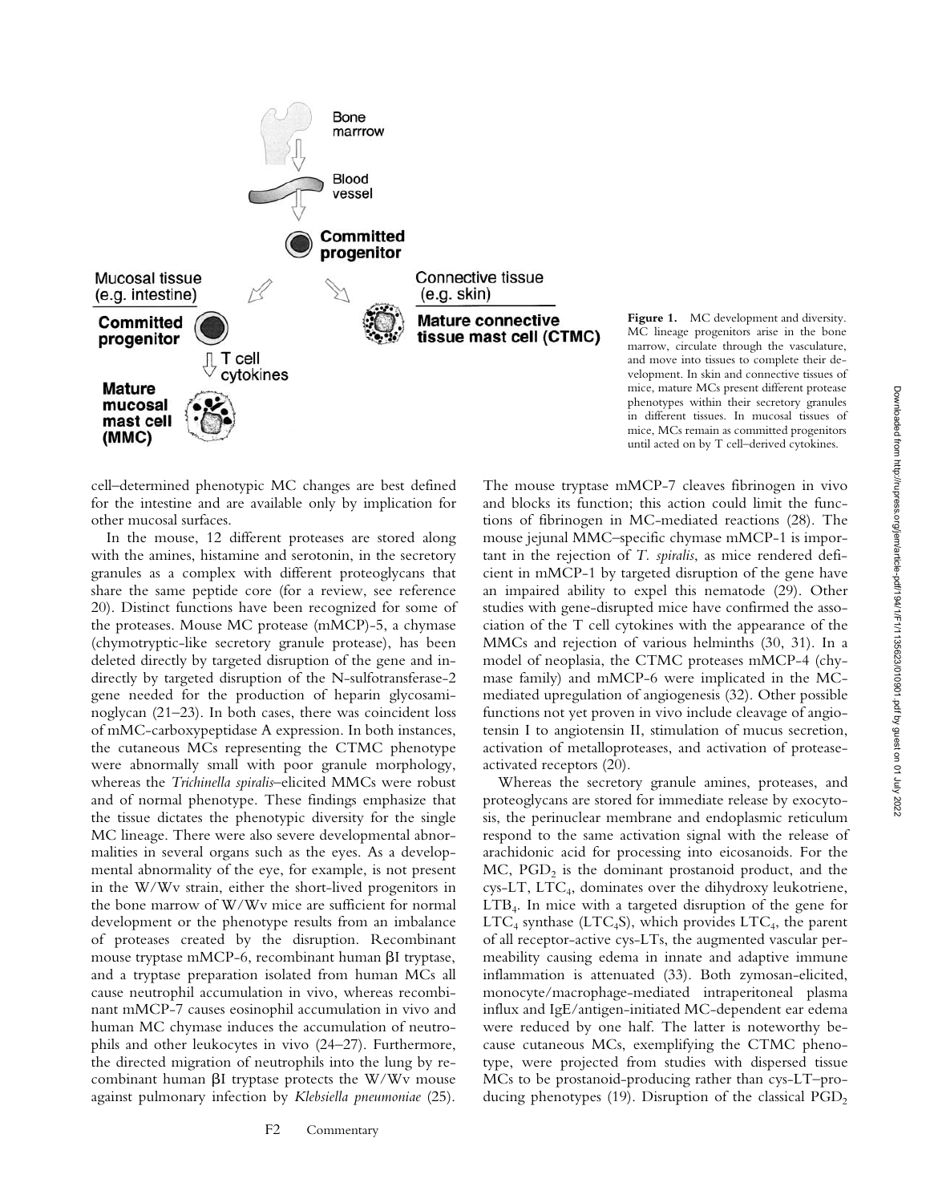**Figure 1.** MC development and diversity. MC lineage progenitors arise in the bone marrow, circulate through the vasculature, and move into tissues to complete their development. In skin and connective tissues of mice, mature MCs present different protease phenotypes within their secretory granules in different tissues. In mucosal tissues of mice, MCs remain as committed progenitors until acted on by T cell–derived cytokines.

cell–determined phenotypic MC changes are best defined for the intestine and are available only by implication for other mucosal surfaces.

In the mouse, 12 different proteases are stored along with the amines, histamine and serotonin, in the secretory granules as a complex with different proteoglycans that share the same peptide core (for a review, see reference 20). Distinct functions have been recognized for some of the proteases. Mouse MC protease (mMCP)-5, a chymase (chymotryptic-like secretory granule protease), has been deleted directly by targeted disruption of the gene and indirectly by targeted disruption of the N-sulfotransferase-2 gene needed for the production of heparin glycosaminoglycan (21–23). In both cases, there was coincident loss of mMC-carboxypeptidase A expression. In both instances, the cutaneous MCs representing the CTMC phenotype were abnormally small with poor granule morphology, whereas the *Trichinella spiralis*–elicited MMCs were robust and of normal phenotype. These findings emphasize that the tissue dictates the phenotypic diversity for the single MC lineage. There were also severe developmental abnormalities in several organs such as the eyes. As a developmental abnormality of the eye, for example, is not present in the W/Wv strain, either the short-lived progenitors in the bone marrow of W/Wv mice are sufficient for normal development or the phenotype results from an imbalance of proteases created by the disruption. Recombinant mouse tryptase mMCP-6, recombinant human βI tryptase, and a tryptase preparation isolated from human MCs all cause neutrophil accumulation in vivo, whereas recombinant mMCP-7 causes eosinophil accumulation in vivo and human MC chymase induces the accumulation of neutrophils and other leukocytes in vivo (24–27). Furthermore, the directed migration of neutrophils into the lung by recombinant human βI tryptase protects the W/Wv mouse against pulmonary infection by *Klebsiella pneumoniae* (25). The mouse tryptase mMCP-7 cleaves fibrinogen in vivo and blocks its function; this action could limit the functions of fibrinogen in MC-mediated reactions (28). The mouse jejunal MMC-specific chymase mMCP-1 is important in the rejection of *T. spiralis*, as mice rendered deficient in mMCP-1 by targeted disruption of the gene have an impaired ability to expel this nematode (29). Other studies with gene-disrupted mice have confirmed the association of the T cell cytokines with the appearance of the MMCs and rejection of various helminths (30, 31). In a model of neoplasia, the CTMC proteases mMCP-4 (chymase family) and mMCP-6 were implicated in the MC-mediated upregulation of angiogenesis (32). Other possible functions not yet proven in vivo include cleavage of angiotensin I to angiotensin II, stimulation of mucus secretion, activation of metalloproteases, and activation of protease-activated receptors (20).

Whereas the secretory granule amines, proteases, and proteoglycans are stored for immediate release by exocytosis, the perinuclear membrane and endoplasmic reticulum respond to the same activation signal with the release of arachidonic acid for processing into eicosanoids. For the MC, $PGD_2$ is the dominant prostanoid product, and the cys-LT, $LTC_4$, dominates over the dihydroxy leukotriene, $LTB_4$. In mice with a targeted disruption of the gene for $LTC_4$ synthase ($LTC_4S$), which provides $LTC_4$, the parent of all receptor-active cys-LTs, the augmented vascular permeability causing edema in innate and adaptive immune inflammation is attenuated (33). Both zymosan-elicited, monocyte/macrophage-mediated intraperitoneal plasma influx and IgE/antigen-initiated MC-dependent ear edema were reduced by one half. The latter is noteworthy because cutaneous MCs, exemplifying the CTMC phenotype, were projected from studies with dispersed tissue MCs to be prostanoid-producing rather than cys-LT–producing phenotypes (19). Disruption of the classical $PGD_2$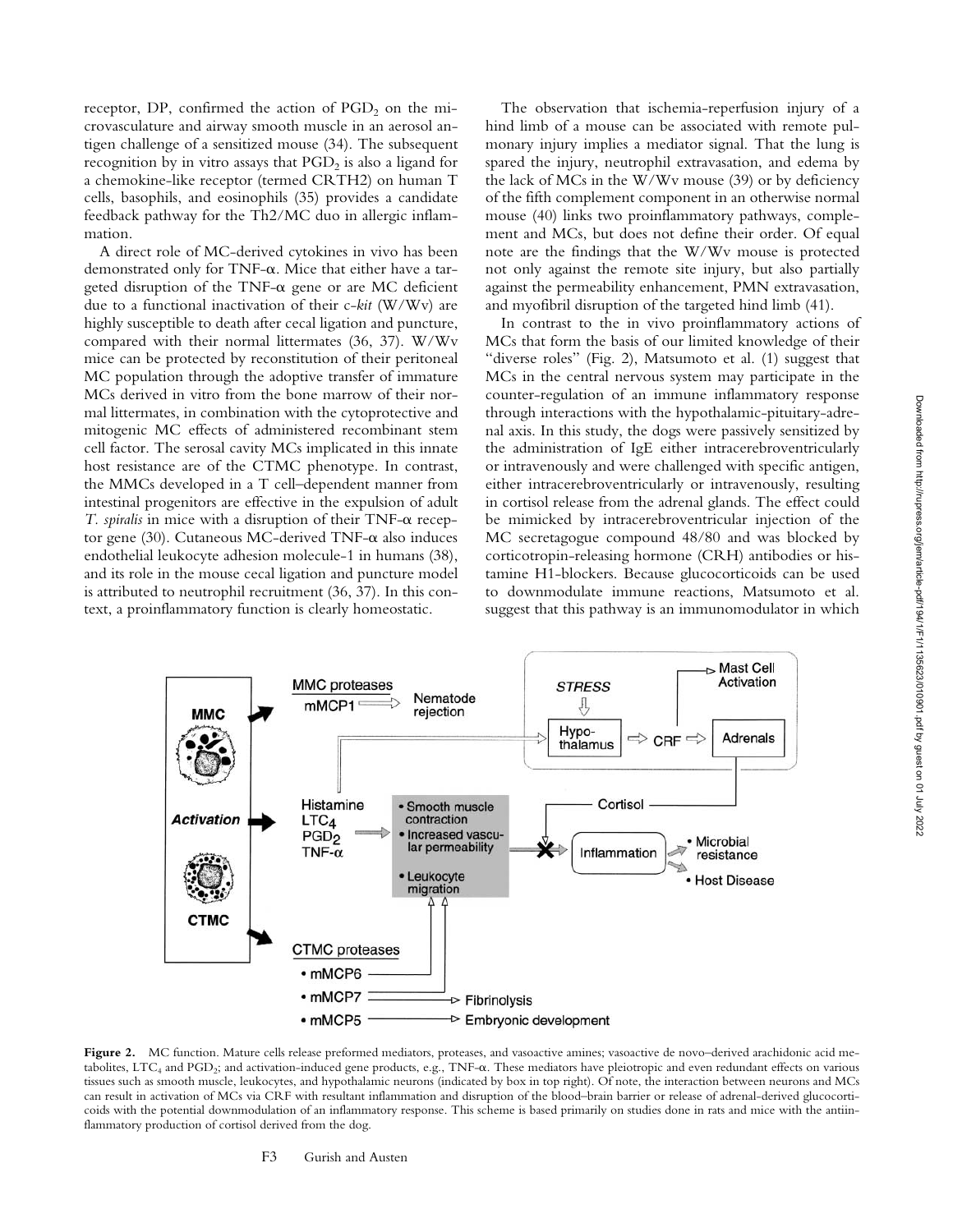receptor, DP, confirmed the action of $PGD_2$ on the microvasculature and airway smooth muscle in an aerosol antigen challenge of a sensitized mouse (34). The subsequent recognition by in vitro assays that $PGD_2$ is also a ligand for a chemokine-like receptor (termed CRTH2) on human T cells, basophils, and eosinophils (35) provides a candidate feedback pathway for the Th2/MC duo in allergic inflammation.

A direct role of MC-derived cytokines in vivo has been demonstrated only for TNF-α. Mice that either have a targeted disruption of the TNF-α gene or are MC deficient due to a functional inactivation of their c-*kit* (W/Wv) are highly susceptible to death after cecal ligation and puncture, compared with their normal littermates (36, 37). W/Wv mice can be protected by reconstitution of their peritoneal MC population through the adoptive transfer of immature MCs derived in vitro from the bone marrow of their normal littermates, in combination with the cytoprotective and mitogenic MC effects of administered recombinant stem cell factor. The serosal cavity MCs implicated in this innate host resistance are of the CTMC phenotype. In contrast, the MMCs developed in a T cell–dependent manner from intestinal progenitors are effective in the expulsion of adult *T. spiralis* in mice with a disruption of their TNF-α receptor gene (30). Cutaneous MC-derived TNF-α also induces endothelial leukocyte adhesion molecule-1 in humans (38), and its role in the mouse cecal ligation and puncture model is attributed to neutrophil recruitment (36, 37). In this context, a proinflammatory function is clearly homeostatic.

The observation that ischemia-reperfusion injury of a hind limb of a mouse can be associated with remote pulmonary injury implies a mediator signal. That the lung is spared the injury, neutrophil extravasation, and edema by the lack of MCs in the W/Wv mouse (39) or by deficiency of the fifth complement component in an otherwise normal mouse (40) links two proinflammatory pathways, complement and MCs, but does not define their order. Of equal note are the findings that the W/Wv mouse is protected not only against the remote site injury, but also partially against the permeability enhancement, PMN extravasation, and myofibril disruption of the targeted hind limb (41).

In contrast to the in vivo proinflammatory actions of MCs that form the basis of our limited knowledge of their "diverse roles" (Fig. 2), Matsumoto et al. (1) suggest that MCs in the central nervous system may participate in the counter-regulation of an immune inflammatory response through interactions with the hypothalamic-pituitary-adrenal axis. In this study, the dogs were passively sensitized by the administration of IgE either intracerebroventricularly or intravenously and were challenged with specific antigen, either intracerebroventricularly or intravenously, resulting in cortisol release from the adrenal glands. The effect could be mimicked by intracerebroventricular injection of the MC secretagogue compound 48/80 and was blocked by corticotropin-releasing hormone (CRH) antibodies or histamine H1-blockers. Because glucocorticoids can be used to downmodulate immune reactions, Matsumoto et al. suggest that this pathway is an immunomodulator in which

**Figure 2.** MC function. Mature cells release preformed mediators, proteases, and vasoactive amines; vasoactive de novo–derived arachidonic acid metabolites, $LTC_4$ and $PGD_2$; and activation-induced gene products, e.g., TNF-α. These mediators have pleiotropic and even redundant effects on various tissues such as smooth muscle, leukocytes, and hypothalamic neurons (indicated by box in top right). Of note, the interaction between neurons and MCs can result in activation of MCs via CRF with resultant inflammation and disruption of the blood–brain barrier or release of adrenal-derived glucocorticoids with the potential downmodulation of an inflammatory response. This scheme is based primarily on studies done in rats and mice with the antiinflammatory production of cortisol derived from the dog.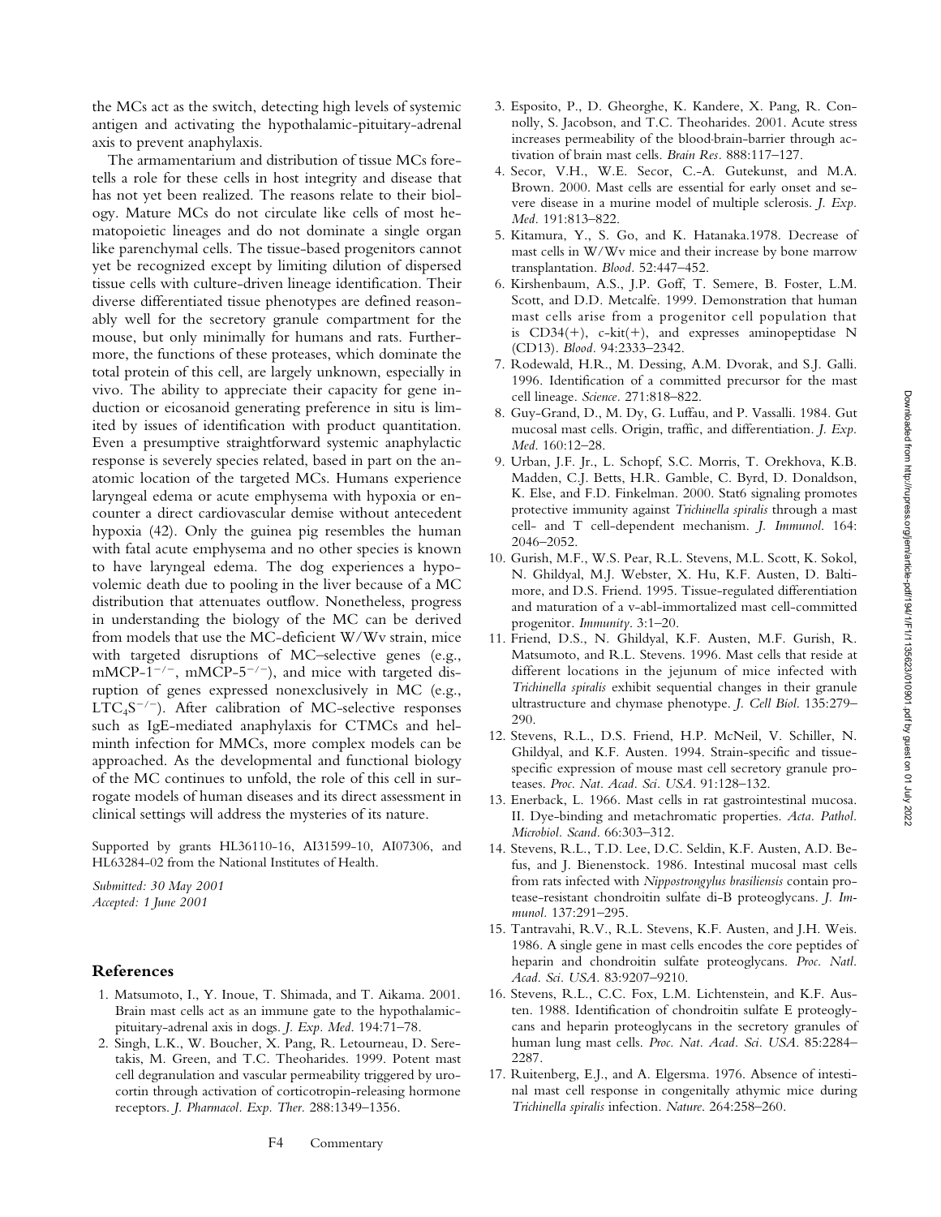the MCs act as the switch, detecting high levels of systemic antigen and activating the hypothalamic-pituitary-adrenal axis to prevent anaphylaxis.

The armamentarium and distribution of tissue MCs foretells a role for these cells in host integrity and disease that has not yet been realized. The reasons relate to their biology. Mature MCs do not circulate like cells of most hematopoietic lineages and do not dominate a single organ like parenchymal cells. The tissue-based progenitors cannot yet be recognized except by limiting dilution of dispersed tissue cells with culture-driven lineage identification. Their diverse differentiated tissue phenotypes are defined reasonably well for the secretory granule compartment for the mouse, but only minimally for humans and rats. Furthermore, the functions of these proteases, which dominate the total protein of this cell, are largely unknown, especially in vivo. The ability to appreciate their capacity for gene induction or eicosanoid generating preference in situ is limited by issues of identification with product quantitation. Even a presumptive straightforward systemic anaphylactic response is severely species related, based in part on the anatomic location of the targeted MCs. Humans experience laryngeal edema or acute emphysema with hypoxia or encounter a direct cardiovascular demise without antecedent hypoxia (42). Only the guinea pig resembles the human with fatal acute emphysema and no other species is known to have laryngeal edema. The dog experiences a hypovolemic death due to pooling in the liver because of a MC distribution that attenuates outflow. Nonetheless, progress in understanding the biology of the MC can be derived from models that use the MC-deficient W/Wv strain, mice with targeted disruptions of MC–selective genes (e.g., mMCP-$1^{-/-}$, mMCP-$5^{-/-}$), and mice with targeted disruption of genes expressed nonexclusively in MC (e.g., $LTC_4S^{-/-}$). After calibration of MC-selective responses such as IgE-mediated anaphylaxis for CTMCs and helminth infection for MMCs, more complex models can be approached. As the developmental and functional biology of the MC continues to unfold, the role of this cell in surrogate models of human diseases and its direct assessment in clinical settings will address the mysteries of its nature.

Supported by grants HL36110-16, AI31599-10, AI07306, and HL63284-02 from the National Institutes of Health.

*Submitted: 30 May 2001*
*Accepted: 1 June 2001*

## References

1. Matsumoto, I., Y. Inoue, T. Shimada, and T. Aikama. 2001. Brain mast cells act as an immune gate to the hypothalamic-pituitary-adrenal axis in dogs. *J. Exp. Med.* 194:71–78.
2. Singh, L.K., W. Boucher, X. Pang, R. Letourneau, D. Seretakis, M. Green, and T.C. Theoharides. 1999. Potent mast cell degranulation and vascular permeability triggered by urocortin through activation of corticotropin-releasing hormone receptors. *J. Pharmacol. Exp. Ther.* 288:1349–1356.
3. Esposito, P., D. Gheorghe, K. Kandere, X. Pang, R. Connolly, S. Jacobson, and T.C. Theoharides. 2001. Acute stress increases permeability of the blood-brain-barrier through activation of brain mast cells. *Brain Res.* 888:117–127.
4. Secor, V.H., W.E. Secor, C.-A. Gutekunst, and M.A. Brown. 2000. Mast cells are essential for early onset and severe disease in a murine model of multiple sclerosis. *J. Exp. Med.* 191:813–822.
5. Kitamura, Y., S. Go, and K. Hatanaka.1978. Decrease of mast cells in W/Wv mice and their increase by bone marrow transplantation. *Blood.* 52:447–452.
6. Kirshenbaum, A.S., J.P. Goff, T. Semere, B. Foster, L.M. Scott, and D.D. Metcalfe. 1999. Demonstration that human mast cells arise from a progenitor cell population that is CD34(+), c-kit(+), and expresses aminopeptidase N (CD13). *Blood.* 94:2333–2342.
7. Rodewald, H.R., M. Dessing, A.M. Dvorak, and S.J. Galli. 1996. Identification of a committed precursor for the mast cell lineage. *Science.* 271:818–822.
8. Guy-Grand, D., M. Dy, G. Luffau, and P. Vassalli. 1984. Gut mucosal mast cells. Origin, traffic, and differentiation. *J. Exp. Med.* 160:12–28.
9. Urban, J.F. Jr., L. Schopf, S.C. Morris, T. Orekhova, K.B. Madden, C.J. Betts, H.R. Gamble, C. Byrd, D. Donaldson, K. Else, and F.D. Finkelman. 2000. Stat6 signaling promotes protective immunity against *Trichinella spiralis* through a mast cell- and T cell-dependent mechanism. *J. Immunol.* 164: 2046–2052.
10. Gurish, M.F., W.S. Pear, R.L. Stevens, M.L. Scott, K. Sokol, N. Ghildyal, M.J. Webster, X. Hu, K.F. Austen, D. Baltimore, and D.S. Friend. 1995. Tissue-regulated differentiation and maturation of a v-abl-immortalized mast cell-committed progenitor. *Immunity.* 3:1–20.
11. Friend, D.S., N. Ghildyal, K.F. Austen, M.F. Gurish, R. Matsumoto, and R.L. Stevens. 1996. Mast cells that reside at different locations in the jejunum of mice infected with *Trichinella spiralis* exhibit sequential changes in their granule ultrastructure and chymase phenotype. *J. Cell Biol.* 135:279–290.
12. Stevens, R.L., D.S. Friend, H.P. McNeil, V. Schiller, N. Ghildyal, and K.F. Austen. 1994. Strain-specific and tissue-specific expression of mouse mast cell secretory granule proteases. *Proc. Nat. Acad. Sci. USA.* 91:128–132.
13. Enerback, L. 1966. Mast cells in rat gastrointestinal mucosa. II. Dye-binding and metachromatic properties. *Acta. Pathol. Microbiol. Scand.* 66:303–312.
14. Stevens, R.L., T.D. Lee, D.C. Seldin, K.F. Austen, A.D. Befus, and J. Bienenstock. 1986. Intestinal mucosal mast cells from rats infected with *Nippostrongylus brasiliensis* contain protease-resistant chondroitin sulfate di-B proteoglycans. *J. Immunol.* 137:291–295.
15. Tantravahi, R.V., R.L. Stevens, K.F. Austen, and J.H. Weis. 1986. A single gene in mast cells encodes the core peptides of heparin and chondroitin sulfate proteoglycans. *Proc. Natl. Acad. Sci. USA.* 83:9207–9210.
16. Stevens, R.L., C.C. Fox, L.M. Lichtenstein, and K.F. Austen. 1988. Identification of chondroitin sulfate E proteoglycans and heparin proteoglycans in the secretory granules of human lung mast cells. *Proc. Nat. Acad. Sci. USA.* 85:2284–2287.
17. Ruitenberg, E.J., and A. Elgersma. 1976. Absence of intestinal mast cell response in congenitally athymic mice during *Trichinella spiralis* infection. *Nature.* 264:258–260.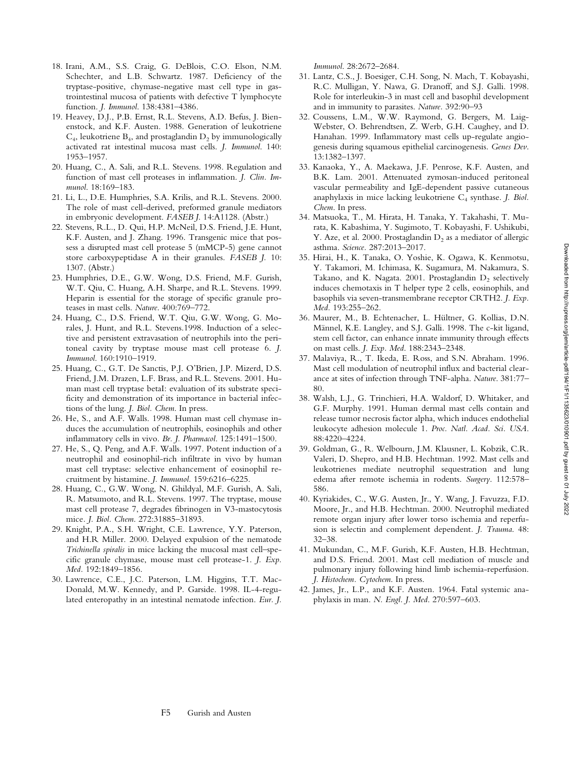18. Irani, A.M., S.S. Craig, G. DeBlois, C.O. Elson, N.M. Schechter, and L.B. Schwartz. 1987. Deficiency of the tryptase-positive, chymase-negative mast cell type in gastrointestinal mucosa of patients with defective T lymphocyte function. *J. Immunol.* 138:4381–4386.
19. Heavey, D.J., P.B. Ernst, R.L. Stevens, A.D. Befus, J. Bienenstock, and K.F. Austen. 1988. Generation of leukotriene $C_4$, leukotriene $B_4$, and prostaglandin $D_2$ by immunologically activated rat intestinal mucosa mast cells. *J. Immunol.* 140: 1953–1957.
20. Huang, C., A. Sali, and R.L. Stevens. 1998. Regulation and function of mast cell proteases in inflammation. *J. Clin. Immunol.* 18:169–183.
21. Li, L., D.E. Humphries, S.A. Krilis, and R.L. Stevens. 2000. The role of mast cell-derived, preformed granule mediators in embryonic development. *FASEB J.* 14:A1128. (Abstr.)
22. Stevens, R.L., D. Qui, H.P. McNeil, D.S. Friend, J.E. Hunt, K.F. Austen, and J. Zhang. 1996. Transgenic mice that possess a disrupted mast cell protease 5 (mMCP-5) gene cannot store carboxypeptidase A in their granules. *FASEB J.* 10: 1307. (Abstr.)
23. Humphries, D.E., G.W. Wong, D.S. Friend, M.F. Gurish, W.T. Qiu, C. Huang, A.H. Sharpe, and R.L. Stevens. 1999. Heparin is essential for the storage of specific granule proteases in mast cells. *Nature.* 400:769–772.
24. Huang, C., D.S. Friend, W.T. Qiu, G.W. Wong, G. Morales, J. Hunt, and R.L. Stevens.1998. Induction of a selective and persistent extravasation of neutrophils into the peritoneal cavity by tryptase mouse mast cell protease 6. *J. Immunol.* 160:1910–1919.
25. Huang, C., G.T. De Sanctis, P.J. O'Brien, J.P. Mizerd, D.S. Friend, J.M. Drazen, L.F. Brass, and R.L. Stevens. 2001. Human mast cell tryptase betaI: evaluation of its substrate specificity and demonstration of its importance in bacterial infections of the lung. *J. Biol. Chem.* In press.
26. He, S., and A.F. Walls. 1998. Human mast cell chymase induces the accumulation of neutrophils, eosinophils and other inflammatory cells in vivo. *Br. J. Pharmacol.* 125:1491–1500.
27. He, S., Q. Peng, and A.F. Walls. 1997. Potent induction of a neutrophil and eosinophil-rich infiltrate in vivo by human mast cell tryptase: selective enhancement of eosinophil recruitment by histamine. *J. Immunol.* 159:6216–6225.
28. Huang, C., G.W. Wong, N. Ghildyal, M.F. Gurish, A. Sali, R. Matsumoto, and R.L. Stevens. 1997. The tryptase, mouse mast cell protease 7, degrades fibrinogen in V3-mastocytosis mice. *J. Biol. Chem.* 272:31885–31893.
29. Knight, P.A., S.H. Wright, C.E. Lawrence, Y.Y. Paterson, and H.R Miller. 2000. Delayed expulsion of the nematode *Trichinella spiralis* in mice lacking the mucosal mast cell–specific granule chymase, mouse mast cell protease-1. *J. Exp. Med.* 192:1849–1856.
30. Lawrence, C.E., J.C. Paterson, L.M. Higgins, T.T. MacDonald, M.W. Kennedy, and P. Garside. 1998. IL-4-regulated enteropathy in an intestinal nematode infection. *Eur. J. Immunol.* 28:2672–2684.
31. Lantz, C.S., J. Boesiger, C.H. Song, N. Mach, T. Kobayashi, R.C. Mulligan, Y. Nawa, G. Dranoff, and S.J. Galli. 1998. Role for interleukin-3 in mast cell and basophil development and in immunity to parasites. *Nature.* 392:90–93
32. Coussens, L.M., W.W. Raymond, G. Bergers, M. Laig-Webster, O. Behrendtsen, Z. Werb, G.H. Caughey, and D. Hanahan. 1999. Inflammatory mast cells up-regulate angiogenesis during squamous epithelial carcinogenesis. *Genes Dev.* 13:1382–1397.
33. Kanaoka, Y., A. Maekawa, J.F. Penrose, K.F. Austen, and B.K. Lam. 2001. Attenuated zymosan-induced peritoneal vascular permeability and IgE-dependent passive cutaneous anaphylaxis in mice lacking leukotriene $C_4$ synthase. *J. Biol. Chem.* In press.
34. Matsuoka, T., M. Hirata, H. Tanaka, Y. Takahashi, T. Murata, K. Kabashima, Y. Sugimoto, T. Kobayashi, F. Ushikubi, Y. Aze, et al. 2000. Prostaglandin $D_2$ as a mediator of allergic asthma. *Science.* 287:2013–2017.
35. Hirai, H., K. Tanaka, O. Yoshie, K. Ogawa, K. Kenmotsu, Y. Takamori, M. Ichimasa, K. Sugamura, M. Nakamura, S. Takano, and K. Nagata. 2001. Prostaglandin $D_2$ selectively induces chemotaxis in T helper type 2 cells, eosinophils, and basophils via seven-transmembrane receptor CRTH2. *J. Exp. Med.* 193:255–262.
36. Maurer, M., B. Echtenacher, L. Hültner, G. Kollias, D.N. Männel, K.E. Langley, and S.J. Galli. 1998. The c-kit ligand, stem cell factor, can enhance innate immunity through effects on mast cells. *J. Exp. Med.* 188:2343–2348.
37. Malaviya, R., T. Ikeda, E. Ross, and S.N. Abraham. 1996. Mast cell modulation of neutrophil influx and bacterial clearance at sites of infection through TNF-alpha. *Nature.* 381:77–80.
38. Walsh, L.J., G. Trinchieri, H.A. Waldorf, D. Whitaker, and G.F. Murphy. 1991. Human dermal mast cells contain and release tumor necrosis factor alpha, which induces endothelial leukocyte adhesion molecule 1. *Proc. Natl. Acad. Sci. USA.* 88:4220–4224.
39. Goldman, G., R. Welbourn, J.M. Klausner, L. Kobzik, C.R. Valeri, D. Shepro, and H.B. Hechtman. 1992. Mast cells and leukotrienes mediate neutrophil sequestration and lung edema after remote ischemia in rodents. *Surgery.* 112:578–586.
40. Kyriakides, C., W.G. Austen, Jr., Y. Wang, J. Favuzza, F.D. Moore, Jr., and H.B. Hechtman. 2000. Neutrophil mediated remote organ injury after lower torso ischemia and reperfusion is selectin and complement dependent. *J. Trauma.* 48: 32–38.
41. Mukundan, C., M.F. Gurish, K.F. Austen, H.B. Hechtman, and D.S. Friend. 2001. Mast cell mediation of muscle and pulmonary injury following hind limb ischemia-reperfusion. *J. Histochem. Cytochem.* In press.
42. James, Jr., L.P., and K.F. Austen. 1964. Fatal systemic anaphylaxis in man. *N. Engl. J. Med.* 270:597–603.